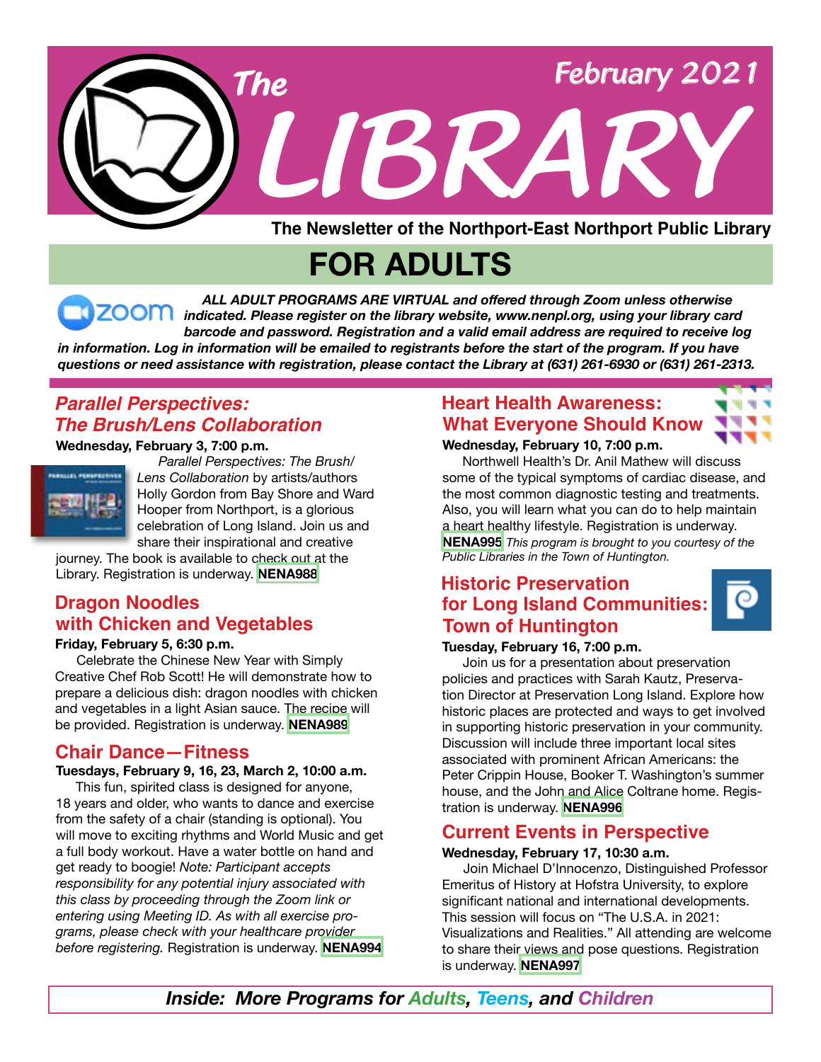# The LIBRARY

February 2021

**The Newsletter of the Northport-East Northport Public Library**

# FOR ADULTS

***ALL ADULT PROGRAMS ARE VIRTUAL and offered through Zoom unless otherwise indicated. Please register on the library website, www.nenpl.org, using your library card barcode and password. Registration and a valid email address are required to receive log in information. Log in information will be emailed to registrants before the start of the program. If you have questions or need assistance with registration, please contact the Library at (631) 261-6930 or (631) 261-2313.***

## *Parallel Perspectives: The Brush/Lens Collaboration*

**Wednesday, February 3, 7:00 p.m.**

*Parallel Perspectives: The Brush/Lens Collaboration* by artists/authors Holly Gordon from Bay Shore and Ward Hooper from Northport, is a glorious celebration of Long Island. Join us and share their inspirational and creative journey. The book is available to check out at the Library. Registration is underway. **NENA988**

## Dragon Noodles with Chicken and Vegetables

**Friday, February 5, 6:30 p.m.**

Celebrate the Chinese New Year with Simply Creative Chef Rob Scott! He will demonstrate how to prepare a delicious dish: dragon noodles with chicken and vegetables in a light Asian sauce. The recipe will be provided. Registration is underway. **NENA989**

## Chair Dance—Fitness

**Tuesdays, February 9, 16, 23, March 2, 10:00 a.m.**

This fun, spirited class is designed for anyone, 18 years and older, who wants to dance and exercise from the safety of a chair (standing is optional). You will move to exciting rhythms and World Music and get a full body workout. Have a water bottle on hand and get ready to boogie! *Note: Participant accepts responsibility for any potential injury associated with this class by proceeding through the Zoom link or entering using Meeting ID. As with all exercise programs, please check with your healthcare provider before registering.* Registration is underway. **NENA994**

## Heart Health Awareness: What Everyone Should Know

**Wednesday, February 10, 7:00 p.m.**

Northwell Health's Dr. Anil Mathew will discuss some of the typical symptoms of cardiac disease, and the most common diagnostic testing and treatments. Also, you will learn what you can do to help maintain a heart healthy lifestyle. Registration is underway. **NENA995** *This program is brought to you courtesy of the Public Libraries in the Town of Huntington.*

## Historic Preservation for Long Island Communities: Town of Huntington

**Tuesday, February 16, 7:00 p.m.**

Join us for a presentation about preservation policies and practices with Sarah Kautz, Preservation Director at Preservation Long Island. Explore how historic places are protected and ways to get involved in supporting historic preservation in your community. Discussion will include three important local sites associated with prominent African Americans: the Peter Crippin House, Booker T. Washington's summer house, and the John and Alice Coltrane home. Registration is underway. **NENA996**

## Current Events in Perspective

**Wednesday, February 17, 10:30 a.m.**

Join Michael D'Innocenzo, Distinguished Professor Emeritus of History at Hofstra University, to explore significant national and international developments. This session will focus on "The U.S.A. in 2021: Visualizations and Realities." All attending are welcome to share their views and pose questions. Registration is underway. **NENA997**

***Inside: More Programs for Adults, Teens, and Children***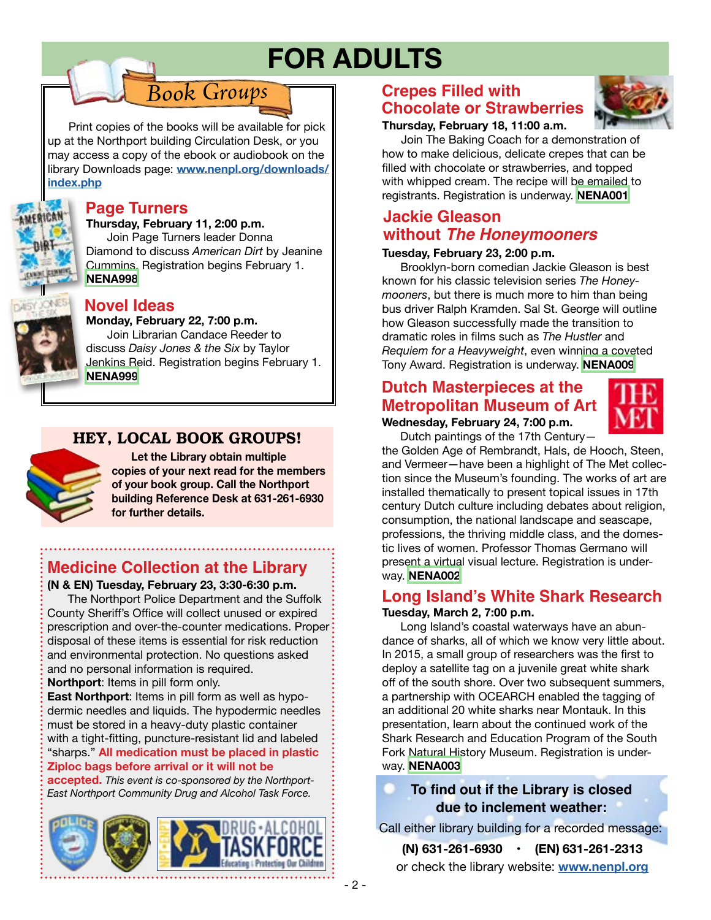# FOR ADULTS

## Book Groups

Print copies of the books will be available for pick up at the Northport building Circulation Desk, or you may access a copy of the ebook or audiobook on the library Downloads page: www.nenpl.org/downloads/index.php

### Page Turners

**Thursday, February 11, 2:00 p.m.**

Join Page Turners leader Donna Diamond to discuss *American Dirt* by Jeanine Cummins. Registration begins February 1. **NENA998**

### Novel Ideas

**Monday, February 22, 7:00 p.m.**

Join Librarian Candace Reeder to discuss *Daisy Jones & the Six* by Taylor Jenkins Reid. Registration begins February 1. **NENA999**

## HEY, LOCAL BOOK GROUPS!

**Let the Library obtain multiple copies of your next read for the members of your book group. Call the Northport building Reference Desk at 631-261-6930 for further details.**

## Medicine Collection at the Library

**(N & EN) Tuesday, February 23, 3:30-6:30 p.m.**

The Northport Police Department and the Suffolk County Sheriff's Office will collect unused or expired prescription and over-the-counter medications. Proper disposal of these items is essential for risk reduction and environmental protection. No questions asked and no personal information is required.

**Northport**: Items in pill form only.

**East Northport**: Items in pill form as well as hypodermic needles and liquids. The hypodermic needles must be stored in a heavy-duty plastic container with a tight-fitting, puncture-resistant lid and labeled "sharps." **All medication must be placed in plastic Ziploc bags before arrival or it will not be accepted.** *This event is co-sponsored by the Northport-East Northport Community Drug and Alcohol Task Force.*

## Crepes Filled with Chocolate or Strawberries

**Thursday, February 18, 11:00 a.m.**

Join The Baking Coach for a demonstration of how to make delicious, delicate crepes that can be filled with chocolate or strawberries, and topped with whipped cream. The recipe will be emailed to registrants. Registration is underway. **NENA001**

## Jackie Gleason without *The Honeymooners*

**Tuesday, February 23, 2:00 p.m.**

Brooklyn-born comedian Jackie Gleason is best known for his classic television series *The Honeymooners*, but there is much more to him than being bus driver Ralph Kramden. Sal St. George will outline how Gleason successfully made the transition to dramatic roles in films such as *The Hustler* and *Requiem for a Heavyweight*, even winning a coveted Tony Award. Registration is underway. **NENA009**

## Dutch Masterpieces at the Metropolitan Museum of Art

**Wednesday, February 24, 7:00 p.m.**

Dutch paintings of the 17th Century—the Golden Age of Rembrandt, Hals, de Hooch, Steen, and Vermeer—have been a highlight of The Met collection since the Museum's founding. The works of art are installed thematically to present topical issues in 17th century Dutch culture including debates about religion, consumption, the national landscape and seascape, professions, the thriving middle class, and the domestic lives of women. Professor Thomas Germano will present a virtual visual lecture. Registration is underway. **NENA002**

## Long Island's White Shark Research

**Tuesday, March 2, 7:00 p.m.**

Long Island's coastal waterways have an abundance of sharks, all of which we know very little about. In 2015, a small group of researchers was the first to deploy a satellite tag on a juvenile great white shark off of the south shore. Over two subsequent summers, a partnership with OCEARCH enabled the tagging of an additional 20 white sharks near Montauk. In this presentation, learn about the continued work of the Shark Research and Education Program of the South Fork Natural History Museum. Registration is underway. **NENA003**

**To find out if the Library is closed due to inclement weather:**

Call either library building for a recorded message:

**(N) 631-261-6930 • (EN) 631-261-2313**

or check the library website: www.nenpl.org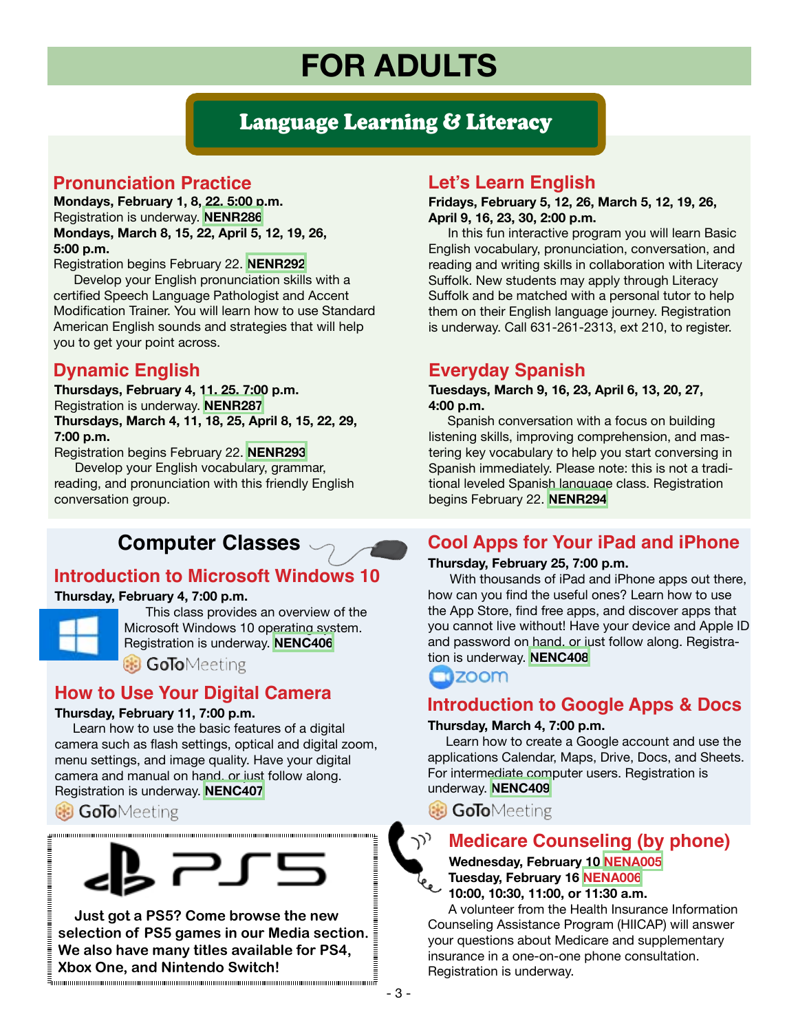# FOR ADULTS

## Language Learning & Literacy

### Pronunciation Practice

**Mondays, February 1, 8, 22. 5:00 p.m.**
Registration is underway. **NENR286**
**Mondays, March 8, 15, 22, April 5, 12, 19, 26, 5:00 p.m.**
Registration begins February 22. **NENR292**

Develop your English pronunciation skills with a certified Speech Language Pathologist and Accent Modification Trainer. You will learn how to use Standard American English sounds and strategies that will help you to get your point across.

### Dynamic English

**Thursdays, February 4, 11. 25. 7:00 p.m.**
Registration is underway. **NENR287**
**Thursdays, March 4, 11, 18, 25, April 8, 15, 22, 29, 7:00 p.m.**
Registration begins February 22. **NENR293**

Develop your English vocabulary, grammar, reading, and pronunciation with this friendly English conversation group.

### Let's Learn English

**Fridays, February 5, 12, 26, March 5, 12, 19, 26, April 9, 16, 23, 30, 2:00 p.m.**

In this fun interactive program you will learn Basic English vocabulary, pronunciation, conversation, and reading and writing skills in collaboration with Literacy Suffolk. New students may apply through Literacy Suffolk and be matched with a personal tutor to help them on their English language journey. Registration is underway. Call 631-261-2313, ext 210, to register.

### Everyday Spanish

**Tuesdays, March 9, 16, 23, April 6, 13, 20, 27, 4:00 p.m.**

Spanish conversation with a focus on building listening skills, improving comprehension, and mastering key vocabulary to help you start conversing in Spanish immediately. Please note: this is not a traditional leveled Spanish language class. Registration begins February 22. **NENR294**

## Computer Classes

### Introduction to Microsoft Windows 10

**Thursday, February 4, 7:00 p.m.**

This class provides an overview of the Microsoft Windows 10 operating system. Registration is underway. **NENC406**

GoToMeeting

### How to Use Your Digital Camera

**Thursday, February 11, 7:00 p.m.**

Learn how to use the basic features of a digital camera such as flash settings, optical and digital zoom, menu settings, and image quality. Have your digital camera and manual on hand, or just follow along. Registration is underway. **NENC407**

GoToMeeting

### Cool Apps for Your iPad and iPhone

**Thursday, February 25, 7:00 p.m.**

With thousands of iPad and iPhone apps out there, how can you find the useful ones? Learn how to use the App Store, find free apps, and discover apps that you cannot live without! Have your device and Apple ID and password on hand, or just follow along. Registration is underway. **NENC408**

zoom

### Introduction to Google Apps & Docs

**Thursday, March 4, 7:00 p.m.**

Learn how to create a Google account and use the applications Calendar, Maps, Drive, Docs, and Sheets. For intermediate computer users. Registration is underway. **NENC409**

GoToMeeting

**Just got a PS5? Come browse the new selection of PS5 games in our Media section. We also have many titles available for PS4, Xbox One, and Nintendo Switch!**

### Medicare Counseling (by phone)

**Wednesday, February 10 NENA005**
**Tuesday, February 16 NENA006**
**10:00, 10:30, 11:00, or 11:30 a.m.**

A volunteer from the Health Insurance Information Counseling Assistance Program (HIICAP) will answer your questions about Medicare and supplementary insurance in a one-on-one phone consultation. Registration is underway.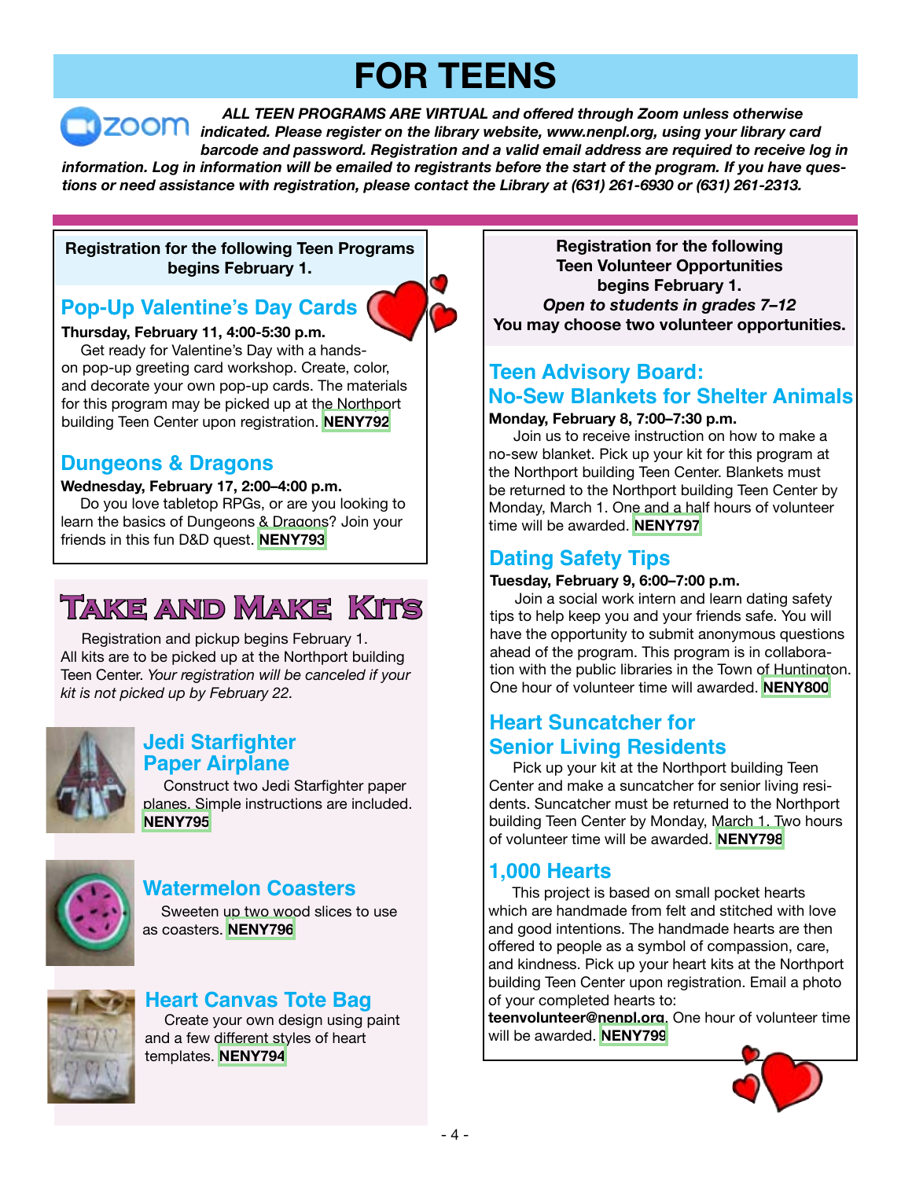# FOR TEENS

***ALL TEEN PROGRAMS ARE VIRTUAL and offered through Zoom unless otherwise indicated. Please register on the library website, www.nenpl.org, using your library card barcode and password. Registration and a valid email address are required to receive log in information. Log in information will be emailed to registrants before the start of the program. If you have questions or need assistance with registration, please contact the Library at (631) 261-6930 or (631) 261-2313.***

**Registration for the following Teen Programs begins February 1.**

## Pop-Up Valentine's Day Cards

**Thursday, February 11, 4:00-5:30 p.m.**

Get ready for Valentine's Day with a hands-on pop-up greeting card workshop. Create, color, and decorate your own pop-up cards. The materials for this program may be picked up at the Northport building Teen Center upon registration. **NENY792**

## Dungeons & Dragons

**Wednesday, February 17, 2:00–4:00 p.m.**

Do you love tabletop RPGs, or are you looking to learn the basics of Dungeons & Dragons? Join your friends in this fun D&D quest. **NENY793**

## Take and Make Kits

Registration and pickup begins February 1. All kits are to be picked up at the Northport building Teen Center. *Your registration will be canceled if your kit is not picked up by February 22.*

### Jedi Starfighter Paper Airplane

Construct two Jedi Starfighter paper planes. Simple instructions are included. **NENY795**

### Watermelon Coasters

Sweeten up two wood slices to use as coasters. **NENY796**

### Heart Canvas Tote Bag

Create your own design using paint and a few different styles of heart templates. **NENY794**

**Registration for the following Teen Volunteer Opportunities begins February 1.**
***Open to students in grades 7–12***
**You may choose two volunteer opportunities.**

## Teen Advisory Board: No-Sew Blankets for Shelter Animals

**Monday, February 8, 7:00–7:30 p.m.**

Join us to receive instruction on how to make a no-sew blanket. Pick up your kit for this program at the Northport building Teen Center. Blankets must be returned to the Northport building Teen Center by Monday, March 1. One and a half hours of volunteer time will be awarded. **NENY797**

## Dating Safety Tips

**Tuesday, February 9, 6:00–7:00 p.m.**

Join a social work intern and learn dating safety tips to help keep you and your friends safe. You will have the opportunity to submit anonymous questions ahead of the program. This program is in collaboration with the public libraries in the Town of Huntington. One hour of volunteer time will awarded. **NENY800**

## Heart Suncatcher for Senior Living Residents

Pick up your kit at the Northport building Teen Center and make a suncatcher for senior living residents. Suncatcher must be returned to the Northport building Teen Center by Monday, March 1. Two hours of volunteer time will be awarded. **NENY798**

## 1,000 Hearts

This project is based on small pocket hearts which are handmade from felt and stitched with love and good intentions. The handmade hearts are then offered to people as a symbol of compassion, care, and kindness. Pick up your heart kits at the Northport building Teen Center upon registration. Email a photo of your completed hearts to: **teenvolunteer@nenpl.org**. One hour of volunteer time will be awarded. **NENY799**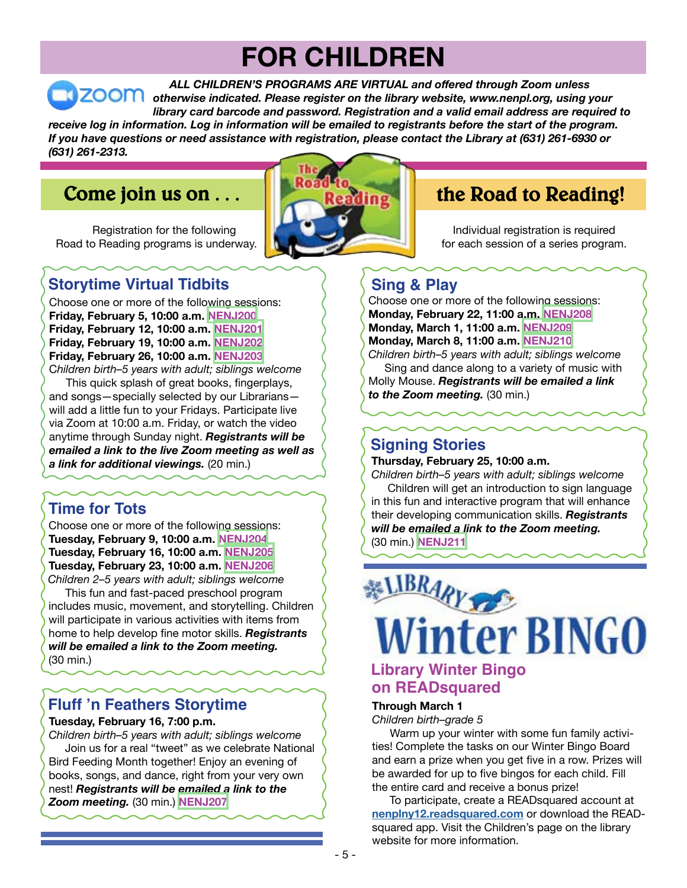# FOR CHILDREN

***ALL CHILDREN'S PROGRAMS ARE VIRTUAL and offered through Zoom unless otherwise indicated. Please register on the library website, www.nenpl.org, using your library card barcode and password. Registration and a valid email address are required to receive log in information. Log in information will be emailed to registrants before the start of the program. If you have questions or need assistance with registration, please contact the Library at (631) 261-6930 or (631) 261-2313.***

## Come join us on . . . the Road to Reading!

Registration for the following Road to Reading programs is underway.

Individual registration is required for each session of a series program.

### Storytime Virtual Tidbits

Choose one or more of the following sessions:
**Friday, February 5, 10:00 a.m.** NENJ200
**Friday, February 12, 10:00 a.m.** NENJ201
**Friday, February 19, 10:00 a.m.** NENJ202
**Friday, February 26, 10:00 a.m.** NENJ203

*Children birth–5 years with adult; siblings welcome*

This quick splash of great books, fingerplays, and songs—specially selected by our Librarians—will add a little fun to your Fridays. Participate live via Zoom at 10:00 a.m. Friday, or watch the video anytime through Sunday night. ***Registrants will be emailed a link to the live Zoom meeting as well as a link for additional viewings.*** (20 min.)

### Time for Tots

Choose one or more of the following sessions:
**Tuesday, February 9, 10:00 a.m.** NENJ204
**Tuesday, February 16, 10:00 a.m.** NENJ205
**Tuesday, February 23, 10:00 a.m.** NENJ206

*Children 2–5 years with adult; siblings welcome*

This fun and fast-paced preschool program includes music, movement, and storytelling. Children will participate in various activities with items from home to help develop fine motor skills. ***Registrants will be emailed a link to the Zoom meeting.*** (30 min.)

### Fluff 'n Feathers Storytime

**Tuesday, February 16, 7:00 p.m.**

*Children birth–5 years with adult; siblings welcome*

Join us for a real "tweet" as we celebrate National Bird Feeding Month together! Enjoy an evening of books, songs, and dance, right from your very own nest! ***Registrants will be emailed a link to the Zoom meeting.*** (30 min.) NENJ207

### Sing & Play

Choose one or more of the following sessions:
**Monday, February 22, 11:00 a.m.** NENJ208
**Monday, March 1, 11:00 a.m.** NENJ209
**Monday, March 8, 11:00 a.m.** NENJ210

*Children birth–5 years with adult; siblings welcome*

Sing and dance along to a variety of music with Molly Mouse. ***Registrants will be emailed a link to the Zoom meeting.*** (30 min.)

### Signing Stories

**Thursday, February 25, 10:00 a.m.**

*Children birth–5 years with adult; siblings welcome*

Children will get an introduction to sign language in this fun and interactive program that will enhance their developing communication skills. ***Registrants will be emailed a link to the Zoom meeting.*** (30 min.) NENJ211

## Library Winter BINGO

### Library Winter Bingo on READsquared

**Through March 1**

*Children birth–grade 5*

Warm up your winter with some fun family activities! Complete the tasks on our Winter Bingo Board and earn a prize when you get five in a row. Prizes will be awarded for up to five bingos for each child. Fill the entire card and receive a bonus prize!

To participate, create a READsquared account at **nenplny12.readsquared.com** or download the READsquared app. Visit the Children's page on the library website for more information.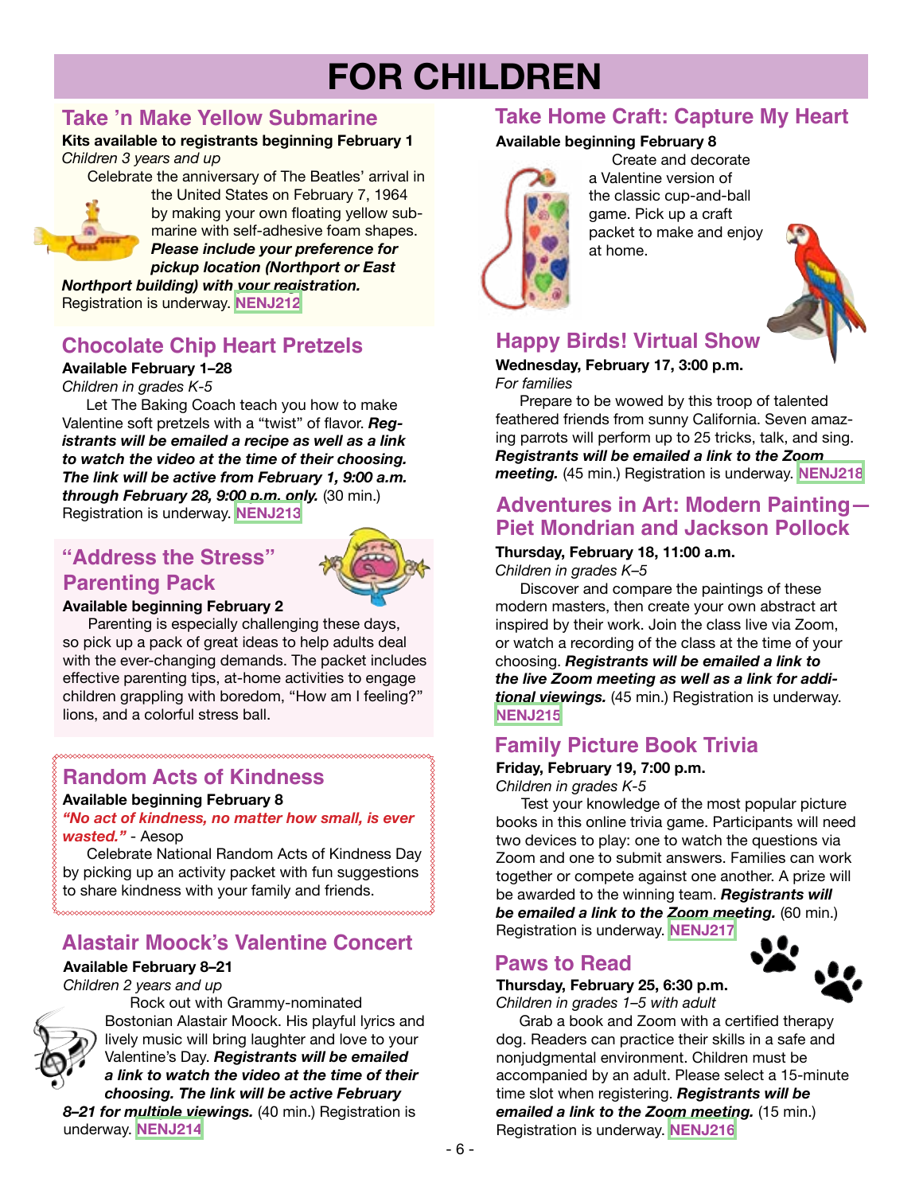# FOR CHILDREN

## Take 'n Make Yellow Submarine

**Kits available to registrants beginning February 1**
*Children 3 years and up*

Celebrate the anniversary of The Beatles' arrival in the United States on February 7, 1964 by making your own floating yellow submarine with self-adhesive foam shapes. ***Please include your preference for pickup location (Northport or East Northport building) with your registration.*** Registration is underway. **NENJ212**

## Chocolate Chip Heart Pretzels

**Available February 1–28**
*Children in grades K-5*

Let The Baking Coach teach you how to make Valentine soft pretzels with a "twist" of flavor. ***Registrants will be emailed a recipe as well as a link to watch the video at the time of their choosing. The link will be active from February 1, 9:00 a.m. through February 28, 9:00 p.m. only.*** (30 min.) Registration is underway. **NENJ213**

## "Address the Stress" Parenting Pack

**Available beginning February 2**

Parenting is especially challenging these days, so pick up a pack of great ideas to help adults deal with the ever-changing demands. The packet includes effective parenting tips, at-home activities to engage children grappling with boredom, "How am I feeling?" lions, and a colorful stress ball.

## Random Acts of Kindness

**Available beginning February 8**

***"No act of kindness, no matter how small, is ever wasted."*** - Aesop

Celebrate National Random Acts of Kindness Day by picking up an activity packet with fun suggestions to share kindness with your family and friends.

## Alastair Moock's Valentine Concert

**Available February 8–21**
*Children 2 years and up*

Rock out with Grammy-nominated Bostonian Alastair Moock. His playful lyrics and lively music will bring laughter and love to your Valentine's Day. ***Registrants will be emailed a link to watch the video at the time of their choosing. The link will be active February 8–21 for multiple viewings.*** (40 min.) Registration is underway. **NENJ214**

## Take Home Craft: Capture My Heart

**Available beginning February 8**

Create and decorate a Valentine version of the classic cup-and-ball game. Pick up a craft packet to make and enjoy at home.

## Happy Birds! Virtual Show

**Wednesday, February 17, 3:00 p.m.**
*For families*

Prepare to be wowed by this troop of talented feathered friends from sunny California. Seven amazing parrots will perform up to 25 tricks, talk, and sing. ***Registrants will be emailed a link to the Zoom meeting.*** (45 min.) Registration is underway. **NENJ218**

## Adventures in Art: Modern Painting—Piet Mondrian and Jackson Pollock

**Thursday, February 18, 11:00 a.m.**
*Children in grades K–5*

Discover and compare the paintings of these modern masters, then create your own abstract art inspired by their work. Join the class live via Zoom, or watch a recording of the class at the time of your choosing. ***Registrants will be emailed a link to the live Zoom meeting as well as a link for additional viewings.*** (45 min.) Registration is underway. **NENJ215**

## Family Picture Book Trivia

**Friday, February 19, 7:00 p.m.**
*Children in grades K-5*

Test your knowledge of the most popular picture books in this online trivia game. Participants will need two devices to play: one to watch the questions via Zoom and one to submit answers. Families can work together or compete against one another. A prize will be awarded to the winning team. ***Registrants will be emailed a link to the Zoom meeting.*** (60 min.) Registration is underway. **NENJ217**

## Paws to Read

**Thursday, February 25, 6:30 p.m.**
*Children in grades 1–5 with adult*

Grab a book and Zoom with a certified therapy dog. Readers can practice their skills in a safe and nonjudgmental environment. Children must be accompanied by an adult. Please select a 15-minute time slot when registering. ***Registrants will be emailed a link to the Zoom meeting.*** (15 min.) Registration is underway. **NENJ216**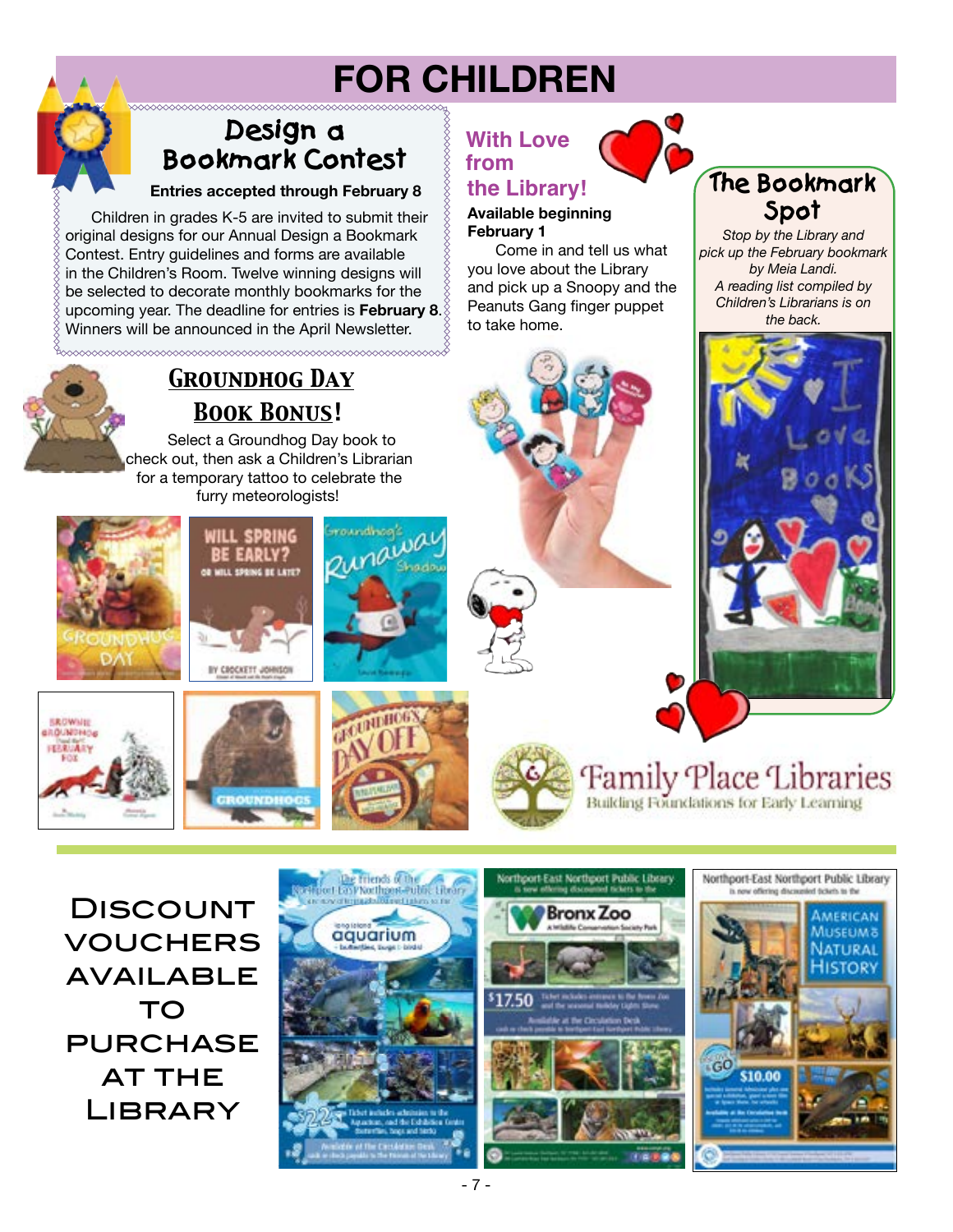# FOR CHILDREN

## Design a Bookmark Contest

**Entries accepted through February 8**

Children in grades K-5 are invited to submit their original designs for our Annual Design a Bookmark Contest. Entry guidelines and forms are available in the Children's Room. Twelve winning designs will be selected to decorate monthly bookmarks for the upcoming year. The deadline for entries is **February 8.** Winners will be announced in the April Newsletter.

## Groundhog Day Book Bonus!

Select a Groundhog Day book to check out, then ask a Children's Librarian for a temporary tattoo to celebrate the furry meteorologists!

## With Love from the Library!

**Available beginning February 1**

Come in and tell us what you love about the Library and pick up a Snoopy and the Peanuts Gang finger puppet to take home.

## The Bookmark Spot

*Stop by the Library and pick up the February bookmark by Meia Landi.*

*A reading list compiled by Children's Librarians is on the back.*

Family Place Libraries
Building Foundations for Early Learning

## Discount vouchers available to purchase at the Library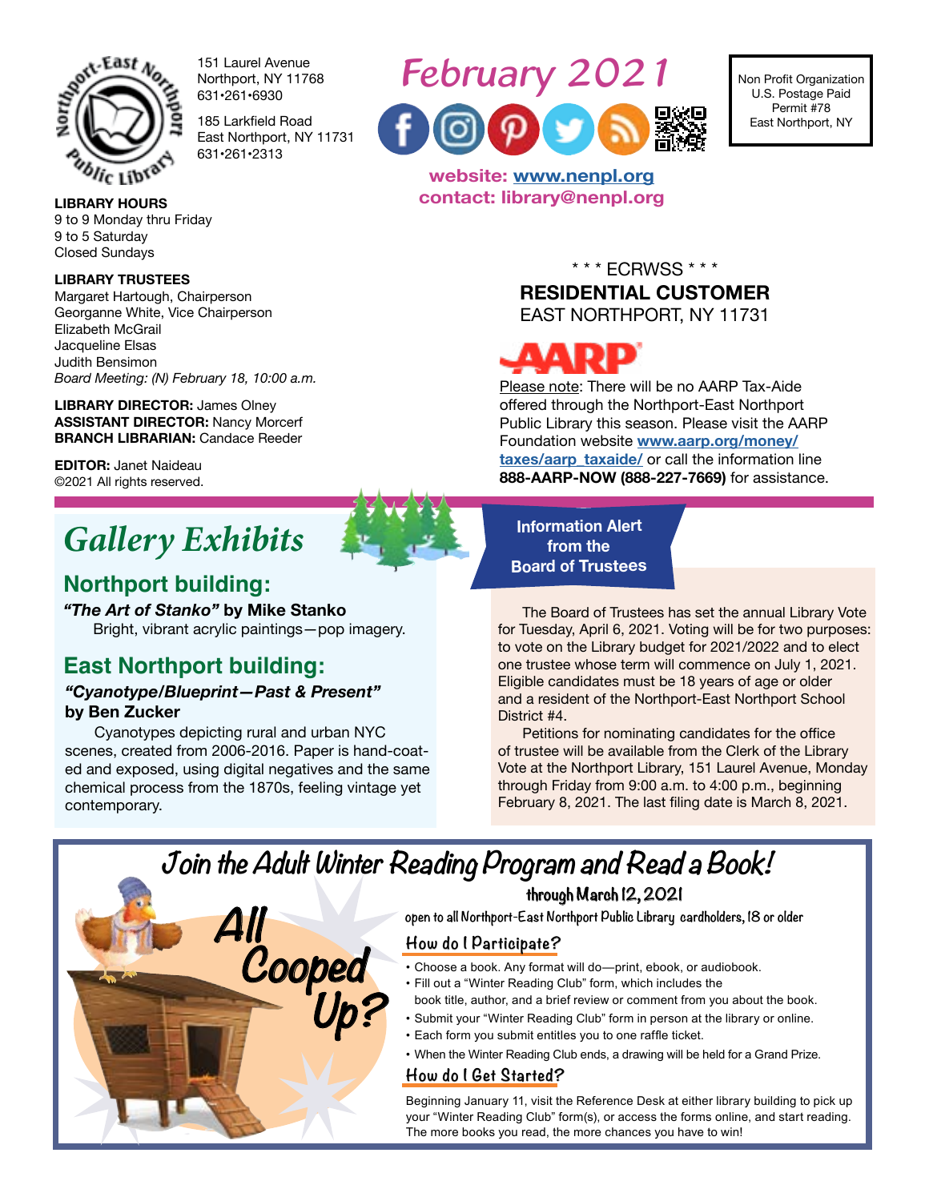Northport-East Northport Public Library

151 Laurel Avenue
Northport, NY 11768
631•261•6930

185 Larkfield Road
East Northport, NY 11731
631•261•2313

# February 2021

**website: www.nenpl.org**
**contact: library@nenpl.org**

Non Profit Organization
U.S. Postage Paid
Permit #78
East Northport, NY

**LIBRARY HOURS**
9 to 9 Monday thru Friday
9 to 5 Saturday
Closed Sundays

**LIBRARY TRUSTEES**
Margaret Hartough, Chairperson
Georganne White, Vice Chairperson
Elizabeth McGrail
Jacqueline Elsas
Judith Bensimon
*Board Meeting: (N) February 18, 10:00 a.m.*

**LIBRARY DIRECTOR:** James Olney
**ASSISTANT DIRECTOR:** Nancy Morcerf
**BRANCH LIBRARIAN:** Candace Reeder

**EDITOR:** Janet Naideau
©2021 All rights reserved.

\* \* \* ECRWSS \* \* \*
**RESIDENTIAL CUSTOMER**
EAST NORTHPORT, NY 11731

AARP

Please note: There will be no AARP Tax-Aide offered through the Northport-East Northport Public Library this season. Please visit the AARP Foundation website **www.aarp.org/money/taxes/aarp_taxaide/** or call the information line **888-AARP-NOW (888-227-7669)** for assistance.

## *Gallery Exhibits*

### Northport building:

***"The Art of Stanko"* by Mike Stanko**

Bright, vibrant acrylic paintings—pop imagery.

### East Northport building:

***"Cyanotype/Blueprint—Past & Present"* by Ben Zucker**

Cyanotypes depicting rural and urban NYC scenes, created from 2006-2016. Paper is hand-coated and exposed, using digital negatives and the same chemical process from the 1870s, feeling vintage yet contemporary.

## Information Alert from the Board of Trustees

The Board of Trustees has set the annual Library Vote for Tuesday, April 6, 2021. Voting will be for two purposes: to vote on the Library budget for 2021/2022 and to elect one trustee whose term will commence on July 1, 2021. Eligible candidates must be 18 years of age or older and a resident of the Northport-East Northport School District #4.

Petitions for nominating candidates for the office of trustee will be available from the Clerk of the Library Vote at the Northport Library, 151 Laurel Avenue, Monday through Friday from 9:00 a.m. to 4:00 p.m., beginning February 8, 2021. The last filing date is March 8, 2021.

## Join the Adult Winter Reading Program and Read a Book!

All Cooped Up?

**through March 12, 2021**

open to all Northport-East Northport Public Library cardholders, 18 or older

### How do I Participate?

- Choose a book. Any format will do—print, ebook, or audiobook.
- Fill out a "Winter Reading Club" form, which includes the book title, author, and a brief review or comment from you about the book.
- Submit your "Winter Reading Club" form in person at the library or online.
- Each form you submit entitles you to one raffle ticket.
- When the Winter Reading Club ends, a drawing will be held for a Grand Prize.

### How do I Get Started?

Beginning January 11, visit the Reference Desk at either library building to pick up your "Winter Reading Club" form(s), or access the forms online, and start reading. The more books you read, the more chances you have to win!